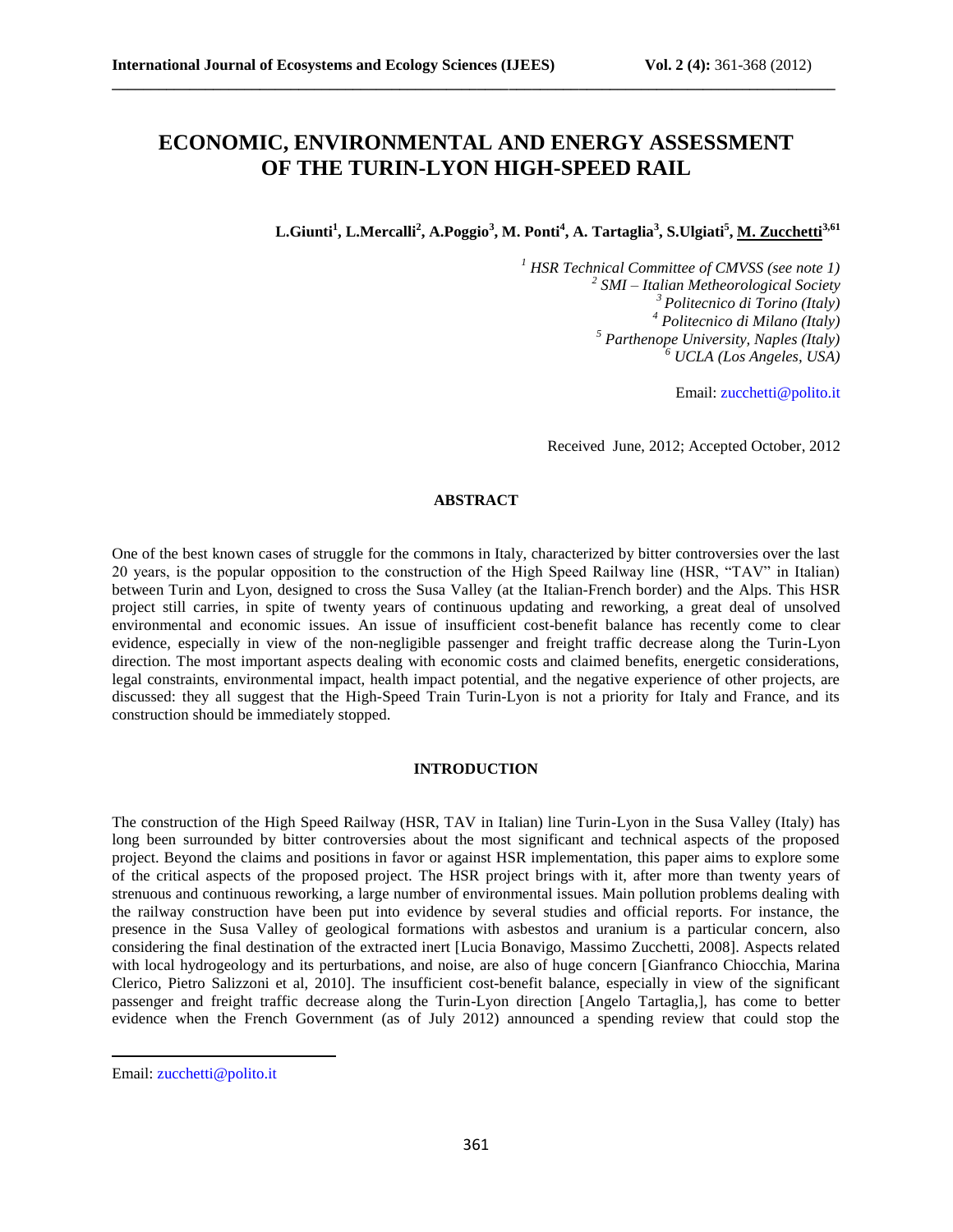# ECONOMIC, ENVIRONMENTAL AND ENERGY ASSESSMENT OF THE TURIN-LYON HIGH-SPEED RAIL

**L.Giunti[1], L.Mercalli[2], A.Poggio[3], M. Ponti[4], A. Tartaglia[3], S.Ulgiati[5], M. Zucchetti[3,61]**

*[1] HSR Technical Committee of CMVSS (see note 1)*
*[2] SMI – Italian Metheorological Society*
*[3] Politecnico di Torino (Italy)*
*[4] Politecnico di Milano (Italy)*
*[5] Parthenope University, Naples (Italy)*
*[6] UCLA (Los Angeles, USA)*

Email: zucchetti@polito.it

Received June, 2012; Accepted October, 2012

## ABSTRACT

One of the best known cases of struggle for the commons in Italy, characterized by bitter controversies over the last 20 years, is the popular opposition to the construction of the High Speed Railway line (HSR, "TAV" in Italian) between Turin and Lyon, designed to cross the Susa Valley (at the Italian-French border) and the Alps. This HSR project still carries, in spite of twenty years of continuous updating and reworking, a great deal of unsolved environmental and economic issues. An issue of insufficient cost-benefit balance has recently come to clear evidence, especially in view of the non-negligible passenger and freight traffic decrease along the Turin-Lyon direction. The most important aspects dealing with economic costs and claimed benefits, energetic considerations, legal constraints, environmental impact, health impact potential, and the negative experience of other projects, are discussed: they all suggest that the High-Speed Train Turin-Lyon is not a priority for Italy and France, and its construction should be immediately stopped.

## INTRODUCTION

The construction of the High Speed Railway (HSR, TAV in Italian) line Turin-Lyon in the Susa Valley (Italy) has long been surrounded by bitter controversies about the most significant and technical aspects of the proposed project. Beyond the claims and positions in favor or against HSR implementation, this paper aims to explore some of the critical aspects of the proposed project. The HSR project brings with it, after more than twenty years of strenuous and continuous reworking, a large number of environmental issues. Main pollution problems dealing with the railway construction have been put into evidence by several studies and official reports. For instance, the presence in the Susa Valley of geological formations with asbestos and uranium is a particular concern, also considering the final destination of the extracted inert [Lucia Bonavigo, Massimo Zucchetti, 2008]. Aspects related with local hydrogeology and its perturbations, and noise, are also of huge concern [Gianfranco Chiocchia, Marina Clerico, Pietro Salizzoni et al, 2010]. The insufficient cost-benefit balance, especially in view of the significant passenger and freight traffic decrease along the Turin-Lyon direction [Angelo Tartaglia,], has come to better evidence when the French Government (as of July 2012) announced a spending review that could stop the

---

Email: zucchetti@polito.it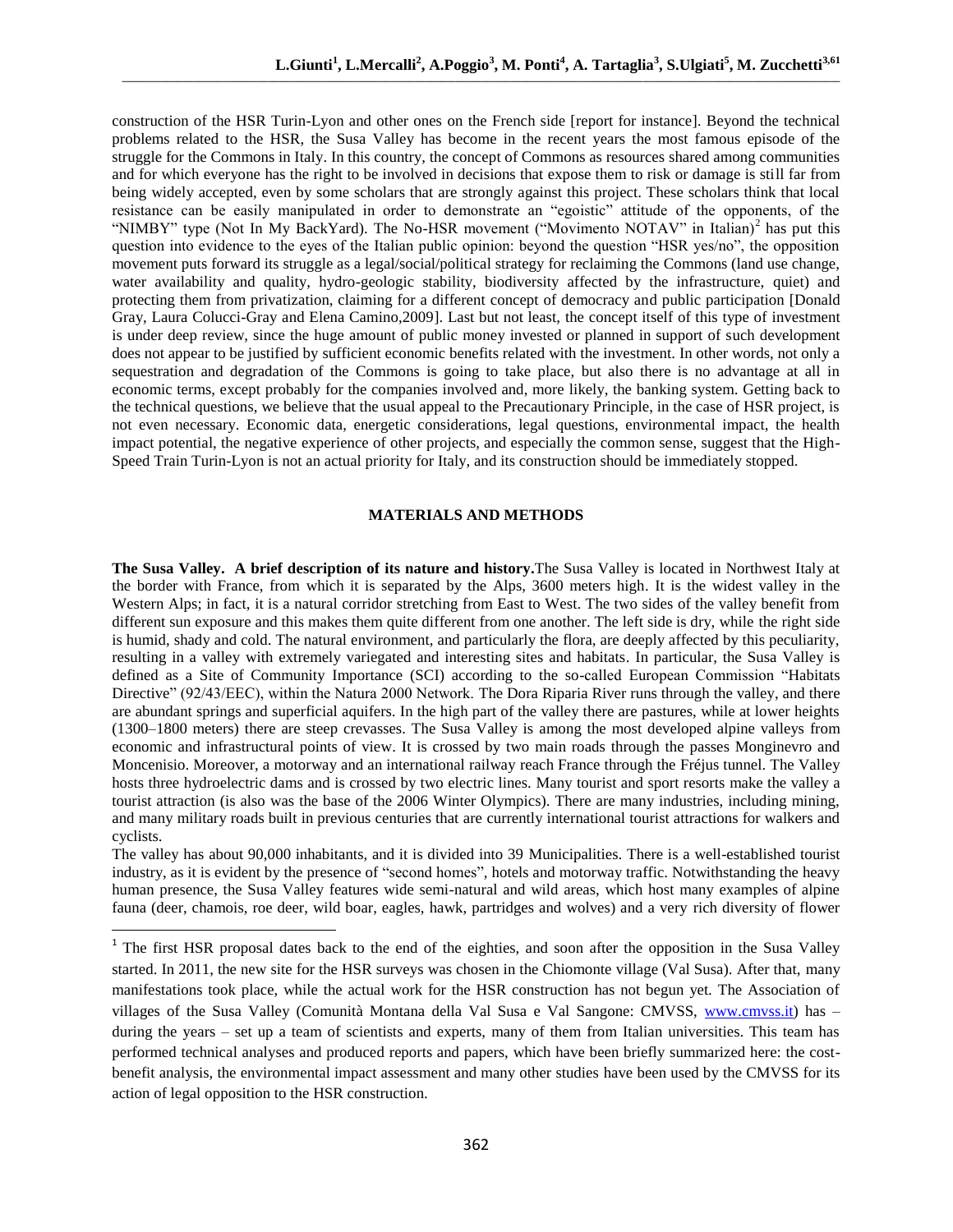construction of the HSR Turin-Lyon and other ones on the French side [report for instance]. Beyond the technical problems related to the HSR, the Susa Valley has become in the recent years the most famous episode of the struggle for the Commons in Italy. In this country, the concept of Commons as resources shared among communities and for which everyone has the right to be involved in decisions that expose them to risk or damage is still far from being widely accepted, even by some scholars that are strongly against this project. These scholars think that local resistance can be easily manipulated in order to demonstrate an "egoistic" attitude of the opponents, of the "NIMBY" type (Not In My BackYard). The No-HSR movement ("Movimento NOTAV" in Italian)[2] has put this question into evidence to the eyes of the Italian public opinion: beyond the question "HSR yes/no", the opposition movement puts forward its struggle as a legal/social/political strategy for reclaiming the Commons (land use change, water availability and quality, hydro-geologic stability, biodiversity affected by the infrastructure, quiet) and protecting them from privatization, claiming for a different concept of democracy and public participation [Donald Gray, Laura Colucci-Gray and Elena Camino,2009]. Last but not least, the concept itself of this type of investment is under deep review, since the huge amount of public money invested or planned in support of such development does not appear to be justified by sufficient economic benefits related with the investment. In other words, not only a sequestration and degradation of the Commons is going to take place, but also there is no advantage at all in economic terms, except probably for the companies involved and, more likely, the banking system. Getting back to the technical questions, we believe that the usual appeal to the Precautionary Principle, in the case of HSR project, is not even necessary. Economic data, energetic considerations, legal questions, environmental impact, the health impact potential, the negative experience of other projects, and especially the common sense, suggest that the High-Speed Train Turin-Lyon is not an actual priority for Italy, and its construction should be immediately stopped.

## MATERIALS AND METHODS

**The Susa Valley. A brief description of its nature and history.** The Susa Valley is located in Northwest Italy at the border with France, from which it is separated by the Alps, 3600 meters high. It is the widest valley in the Western Alps; in fact, it is a natural corridor stretching from East to West. The two sides of the valley benefit from different sun exposure and this makes them quite different from one another. The left side is dry, while the right side is humid, shady and cold. The natural environment, and particularly the flora, are deeply affected by this peculiarity, resulting in a valley with extremely variegated and interesting sites and habitats. In particular, the Susa Valley is defined as a Site of Community Importance (SCI) according to the so-called European Commission "Habitats Directive" (92/43/EEC), within the Natura 2000 Network. The Dora Riparia River runs through the valley, and there are abundant springs and superficial aquifers. In the high part of the valley there are pastures, while at lower heights (1300–1800 meters) there are steep crevasses. The Susa Valley is among the most developed alpine valleys from economic and infrastructural points of view. It is crossed by two main roads through the passes Monginevro and Moncenisio. Moreover, a motorway and an international railway reach France through the Fréjus tunnel. The Valley hosts three hydroelectric dams and is crossed by two electric lines. Many tourist and sport resorts make the valley a tourist attraction (is also was the base of the 2006 Winter Olympics). There are many industries, including mining, and many military roads built in previous centuries that are currently international tourist attractions for walkers and cyclists.

The valley has about 90,000 inhabitants, and it is divided into 39 Municipalities. There is a well-established tourist industry, as it is evident by the presence of "second homes", hotels and motorway traffic. Notwithstanding the heavy human presence, the Susa Valley features wide semi-natural and wild areas, which host many examples of alpine fauna (deer, chamois, roe deer, wild boar, eagles, hawk, partridges and wolves) and a very rich diversity of flower

---

[1] The first HSR proposal dates back to the end of the eighties, and soon after the opposition in the Susa Valley started. In 2011, the new site for the HSR surveys was chosen in the Chiomonte village (Val Susa). After that, many manifestations took place, while the actual work for the HSR construction has not begun yet. The Association of villages of the Susa Valley (Comunità Montana della Val Susa e Val Sangone: CMVSS, www.cmvss.it) has – during the years – set up a team of scientists and experts, many of them from Italian universities. This team has performed technical analyses and produced reports and papers, which have been briefly summarized here: the cost-benefit analysis, the environmental impact assessment and many other studies have been used by the CMVSS for its action of legal opposition to the HSR construction.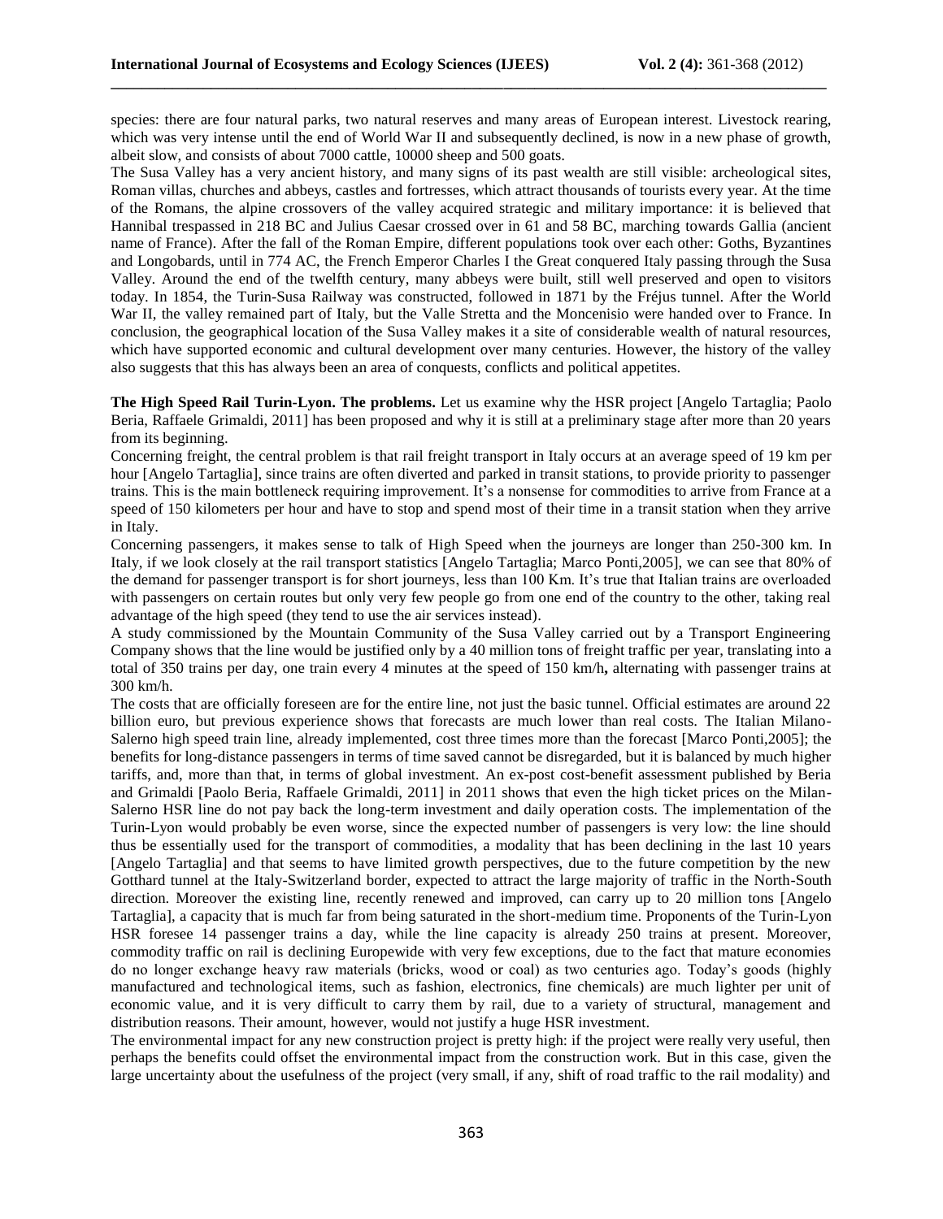species: there are four natural parks, two natural reserves and many areas of European interest. Livestock rearing, which was very intense until the end of World War II and subsequently declined, is now in a new phase of growth, albeit slow, and consists of about 7000 cattle, 10000 sheep and 500 goats.

The Susa Valley has a very ancient history, and many signs of its past wealth are still visible: archeological sites, Roman villas, churches and abbeys, castles and fortresses, which attract thousands of tourists every year. At the time of the Romans, the alpine crossovers of the valley acquired strategic and military importance: it is believed that Hannibal trespassed in 218 BC and Julius Caesar crossed over in 61 and 58 BC, marching towards Gallia (ancient name of France). After the fall of the Roman Empire, different populations took over each other: Goths, Byzantines and Longobards, until in 774 AC, the French Emperor Charles I the Great conquered Italy passing through the Susa Valley. Around the end of the twelfth century, many abbeys were built, still well preserved and open to visitors today. In 1854, the Turin-Susa Railway was constructed, followed in 1871 by the Fréjus tunnel. After the World War II, the valley remained part of Italy, but the Valle Stretta and the Moncenisio were handed over to France. In conclusion, the geographical location of the Susa Valley makes it a site of considerable wealth of natural resources, which have supported economic and cultural development over many centuries. However, the history of the valley also suggests that this has always been an area of conquests, conflicts and political appetites.

**The High Speed Rail Turin-Lyon. The problems.** Let us examine why the HSR project [Angelo Tartaglia; Paolo Beria, Raffaele Grimaldi, 2011] has been proposed and why it is still at a preliminary stage after more than 20 years from its beginning.

Concerning freight, the central problem is that rail freight transport in Italy occurs at an average speed of 19 km per hour [Angelo Tartaglia], since trains are often diverted and parked in transit stations, to provide priority to passenger trains. This is the main bottleneck requiring improvement. It's a nonsense for commodities to arrive from France at a speed of 150 kilometers per hour and have to stop and spend most of their time in a transit station when they arrive in Italy.

Concerning passengers, it makes sense to talk of High Speed when the journeys are longer than 250-300 km. In Italy, if we look closely at the rail transport statistics [Angelo Tartaglia; Marco Ponti,2005], we can see that 80% of the demand for passenger transport is for short journeys, less than 100 Km. It's true that Italian trains are overloaded with passengers on certain routes but only very few people go from one end of the country to the other, taking real advantage of the high speed (they tend to use the air services instead).

A study commissioned by the Mountain Community of the Susa Valley carried out by a Transport Engineering Company shows that the line would be justified only by a 40 million tons of freight traffic per year, translating into a total of 350 trains per day, one train every 4 minutes at the speed of 150 km/h**,** alternating with passenger trains at 300 km/h.

The costs that are officially foreseen are for the entire line, not just the basic tunnel. Official estimates are around 22 billion euro, but previous experience shows that forecasts are much lower than real costs. The Italian Milano-Salerno high speed train line, already implemented, cost three times more than the forecast [Marco Ponti,2005]; the benefits for long-distance passengers in terms of time saved cannot be disregarded, but it is balanced by much higher tariffs, and, more than that, in terms of global investment. An ex-post cost-benefit assessment published by Beria and Grimaldi [Paolo Beria, Raffaele Grimaldi, 2011] in 2011 shows that even the high ticket prices on the Milan-Salerno HSR line do not pay back the long-term investment and daily operation costs. The implementation of the Turin-Lyon would probably be even worse, since the expected number of passengers is very low: the line should thus be essentially used for the transport of commodities, a modality that has been declining in the last 10 years [Angelo Tartaglia] and that seems to have limited growth perspectives, due to the future competition by the new Gotthard tunnel at the Italy-Switzerland border, expected to attract the large majority of traffic in the North-South direction. Moreover the existing line, recently renewed and improved, can carry up to 20 million tons [Angelo Tartaglia], a capacity that is much far from being saturated in the short-medium time. Proponents of the Turin-Lyon HSR foresee 14 passenger trains a day, while the line capacity is already 250 trains at present. Moreover, commodity traffic on rail is declining Europewide with very few exceptions, due to the fact that mature economies do no longer exchange heavy raw materials (bricks, wood or coal) as two centuries ago. Today's goods (highly manufactured and technological items, such as fashion, electronics, fine chemicals) are much lighter per unit of economic value, and it is very difficult to carry them by rail, due to a variety of structural, management and distribution reasons. Their amount, however, would not justify a huge HSR investment.

The environmental impact for any new construction project is pretty high: if the project were really very useful, then perhaps the benefits could offset the environmental impact from the construction work. But in this case, given the large uncertainty about the usefulness of the project (very small, if any, shift of road traffic to the rail modality) and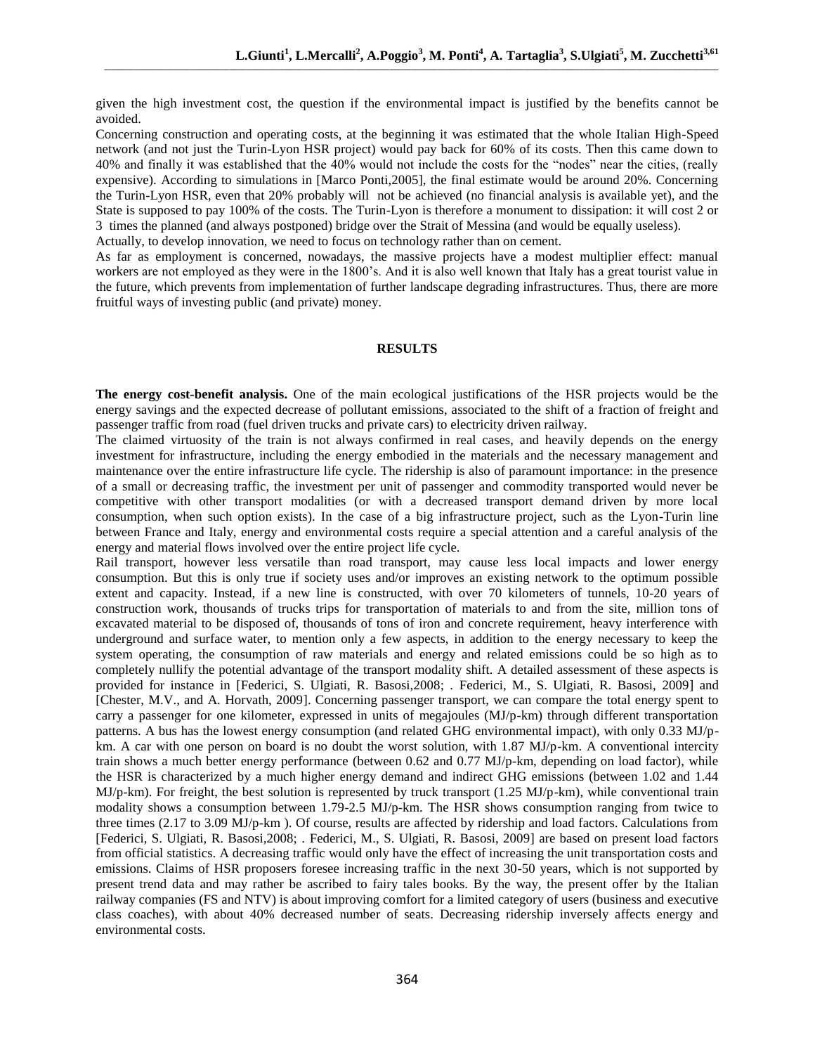given the high investment cost, the question if the environmental impact is justified by the benefits cannot be avoided.

Concerning construction and operating costs, at the beginning it was estimated that the whole Italian High-Speed network (and not just the Turin-Lyon HSR project) would pay back for 60% of its costs. Then this came down to 40% and finally it was established that the 40% would not include the costs for the "nodes" near the cities, (really expensive). According to simulations in [Marco Ponti,2005], the final estimate would be around 20%. Concerning the Turin-Lyon HSR, even that 20% probably will not be achieved (no financial analysis is available yet), and the State is supposed to pay 100% of the costs. The Turin-Lyon is therefore a monument to dissipation: it will cost 2 or 3 times the planned (and always postponed) bridge over the Strait of Messina (and would be equally useless).

Actually, to develop innovation, we need to focus on technology rather than on cement.

As far as employment is concerned, nowadays, the massive projects have a modest multiplier effect: manual workers are not employed as they were in the 1800's. And it is also well known that Italy has a great tourist value in the future, which prevents from implementation of further landscape degrading infrastructures. Thus, there are more fruitful ways of investing public (and private) money.

## RESULTS

**The energy cost-benefit analysis.** One of the main ecological justifications of the HSR projects would be the energy savings and the expected decrease of pollutant emissions, associated to the shift of a fraction of freight and passenger traffic from road (fuel driven trucks and private cars) to electricity driven railway.

The claimed virtuosity of the train is not always confirmed in real cases, and heavily depends on the energy investment for infrastructure, including the energy embodied in the materials and the necessary management and maintenance over the entire infrastructure life cycle. The ridership is also of paramount importance: in the presence of a small or decreasing traffic, the investment per unit of passenger and commodity transported would never be competitive with other transport modalities (or with a decreased transport demand driven by more local consumption, when such option exists). In the case of a big infrastructure project, such as the Lyon-Turin line between France and Italy, energy and environmental costs require a special attention and a careful analysis of the energy and material flows involved over the entire project life cycle.

Rail transport, however less versatile than road transport, may cause less local impacts and lower energy consumption. But this is only true if society uses and/or improves an existing network to the optimum possible extent and capacity. Instead, if a new line is constructed, with over 70 kilometers of tunnels, 10-20 years of construction work, thousands of trucks trips for transportation of materials to and from the site, million tons of excavated material to be disposed of, thousands of tons of iron and concrete requirement, heavy interference with underground and surface water, to mention only a few aspects, in addition to the energy necessary to keep the system operating, the consumption of raw materials and energy and related emissions could be so high as to completely nullify the potential advantage of the transport modality shift. A detailed assessment of these aspects is provided for instance in [Federici, S. Ulgiati, R. Basosi,2008; . Federici, M., S. Ulgiati, R. Basosi, 2009] and [Chester, M.V., and A. Horvath, 2009]. Concerning passenger transport, we can compare the total energy spent to carry a passenger for one kilometer, expressed in units of megajoules (MJ/p-km) through different transportation patterns. A bus has the lowest energy consumption (and related GHG environmental impact), with only 0.33 MJ/p-km. A car with one person on board is no doubt the worst solution, with 1.87 MJ/p-km. A conventional intercity train shows a much better energy performance (between 0.62 and 0.77 MJ/p-km, depending on load factor), while the HSR is characterized by a much higher energy demand and indirect GHG emissions (between 1.02 and 1.44 MJ/p-km). For freight, the best solution is represented by truck transport (1.25 MJ/p-km), while conventional train modality shows a consumption between 1.79-2.5 MJ/p-km. The HSR shows consumption ranging from twice to three times (2.17 to 3.09 MJ/p-km ). Of course, results are affected by ridership and load factors. Calculations from [Federici, S. Ulgiati, R. Basosi,2008; . Federici, M., S. Ulgiati, R. Basosi, 2009] are based on present load factors from official statistics. A decreasing traffic would only have the effect of increasing the unit transportation costs and emissions. Claims of HSR proposers foresee increasing traffic in the next 30-50 years, which is not supported by present trend data and may rather be ascribed to fairy tales books. By the way, the present offer by the Italian railway companies (FS and NTV) is about improving comfort for a limited category of users (business and executive class coaches), with about 40% decreased number of seats. Decreasing ridership inversely affects energy and environmental costs.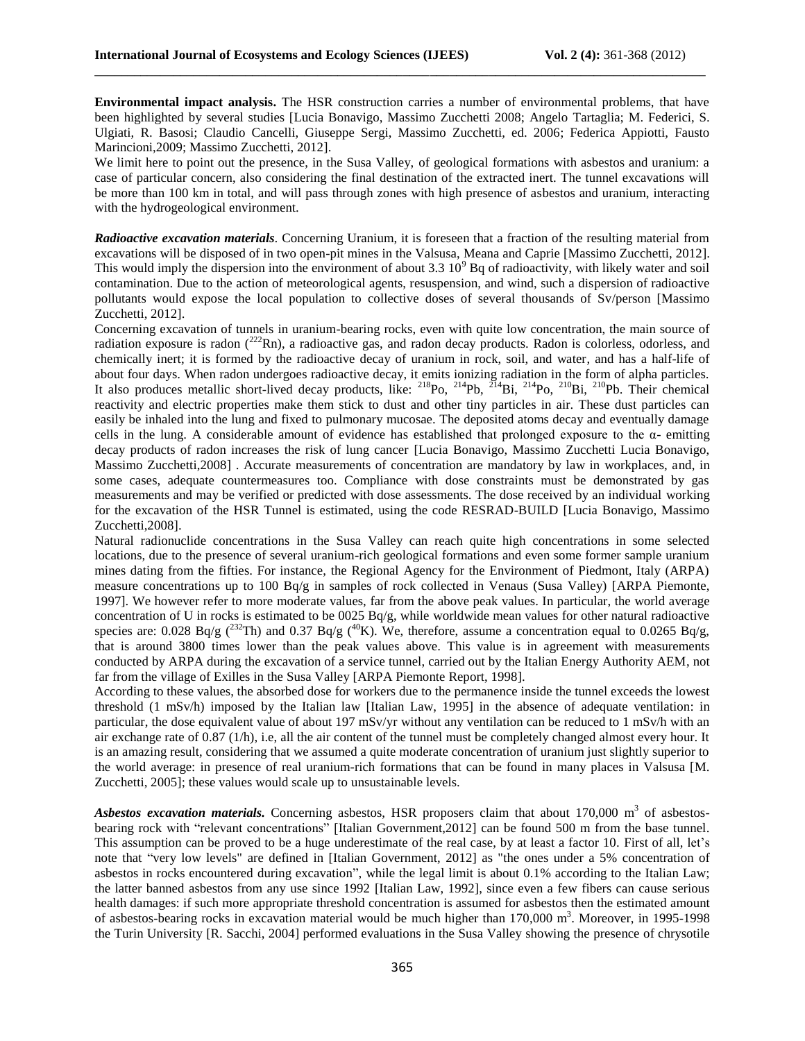**Environmental impact analysis.** The HSR construction carries a number of environmental problems, that have been highlighted by several studies [Lucia Bonavigo, Massimo Zucchetti 2008; Angelo Tartaglia; M. Federici, S. Ulgiati, R. Basosi; Claudio Cancelli, Giuseppe Sergi, Massimo Zucchetti, ed. 2006; Federica Appiotti, Fausto Marincioni,2009; Massimo Zucchetti, 2012].

We limit here to point out the presence, in the Susa Valley, of geological formations with asbestos and uranium: a case of particular concern, also considering the final destination of the extracted inert. The tunnel excavations will be more than 100 km in total, and will pass through zones with high presence of asbestos and uranium, interacting with the hydrogeological environment.

***Radioactive excavation materials***. Concerning Uranium, it is foreseen that a fraction of the resulting material from excavations will be disposed of in two open-pit mines in the Valsusa, Meana and Caprie [Massimo Zucchetti, 2012]. This would imply the dispersion into the environment of about 3.3 $10^9$ Bq of radioactivity, with likely water and soil contamination. Due to the action of meteorological agents, resuspension, and wind, such a dispersion of radioactive pollutants would expose the local population to collective doses of several thousands of Sv/person [Massimo Zucchetti, 2012].

Concerning excavation of tunnels in uranium-bearing rocks, even with quite low concentration, the main source of radiation exposure is radon ($^{222}Rn$), a radioactive gas, and radon decay products. Radon is colorless, odorless, and chemically inert; it is formed by the radioactive decay of uranium in rock, soil, and water, and has a half-life of about four days. When radon undergoes radioactive decay, it emits ionizing radiation in the form of alpha particles. It also produces metallic short-lived decay products, like: $^{218}Po$, $^{214}Pb$, $^{214}Bi$, $^{214}Po$, $^{210}Bi$, $^{210}Pb$. Their chemical reactivity and electric properties make them stick to dust and other tiny particles in air. These dust particles can easily be inhaled into the lung and fixed to pulmonary mucosae. The deposited atoms decay and eventually damage cells in the lung. A considerable amount of evidence has established that prolonged exposure to the α- emitting decay products of radon increases the risk of lung cancer [Lucia Bonavigo, Massimo Zucchetti Lucia Bonavigo, Massimo Zucchetti,2008] . Accurate measurements of concentration are mandatory by law in workplaces, and, in some cases, adequate countermeasures too. Compliance with dose constraints must be demonstrated by gas measurements and may be verified or predicted with dose assessments. The dose received by an individual working for the excavation of the HSR Tunnel is estimated, using the code RESRAD-BUILD [Lucia Bonavigo, Massimo Zucchetti,2008].

Natural radionuclide concentrations in the Susa Valley can reach quite high concentrations in some selected locations, due to the presence of several uranium-rich geological formations and even some former sample uranium mines dating from the fifties. For instance, the Regional Agency for the Environment of Piedmont, Italy (ARPA) measure concentrations up to 100 Bq/g in samples of rock collected in Venaus (Susa Valley) [ARPA Piemonte, 1997]. We however refer to more moderate values, far from the above peak values. In particular, the world average concentration of U in rocks is estimated to be 0025 Bq/g, while worldwide mean values for other natural radioactive species are: 0.028 Bq/g ($^{232}Th$) and 0.37 Bq/g ($^{40}K$). We, therefore, assume a concentration equal to 0.0265 Bq/g, that is around 3800 times lower than the peak values above. This value is in agreement with measurements conducted by ARPA during the excavation of a service tunnel, carried out by the Italian Energy Authority AEM, not far from the village of Exilles in the Susa Valley [ARPA Piemonte Report, 1998].

According to these values, the absorbed dose for workers due to the permanence inside the tunnel exceeds the lowest threshold (1 mSv/h) imposed by the Italian law [Italian Law, 1995] in the absence of adequate ventilation: in particular, the dose equivalent value of about 197 mSv/yr without any ventilation can be reduced to 1 mSv/h with an air exchange rate of 0.87 (1/h), i.e, all the air content of the tunnel must be completely changed almost every hour. It is an amazing result, considering that we assumed a quite moderate concentration of uranium just slightly superior to the world average: in presence of real uranium-rich formations that can be found in many places in Valsusa [M. Zucchetti, 2005]; these values would scale up to unsustainable levels.

***Asbestos excavation materials.*** Concerning asbestos, HSR proposers claim that about 170,000 $m^3$ of asbestos-bearing rock with "relevant concentrations" [Italian Government,2012] can be found 500 m from the base tunnel. This assumption can be proved to be a huge underestimate of the real case, by at least a factor 10. First of all, let's note that "very low levels" are defined in [Italian Government, 2012] as "the ones under a 5% concentration of asbestos in rocks encountered during excavation", while the legal limit is about 0.1% according to the Italian Law; the latter banned asbestos from any use since 1992 [Italian Law, 1992], since even a few fibers can cause serious health damages: if such more appropriate threshold concentration is assumed for asbestos then the estimated amount of asbestos-bearing rocks in excavation material would be much higher than 170,000 $m^3$. Moreover, in 1995-1998 the Turin University [R. Sacchi, 2004] performed evaluations in the Susa Valley showing the presence of chrysotile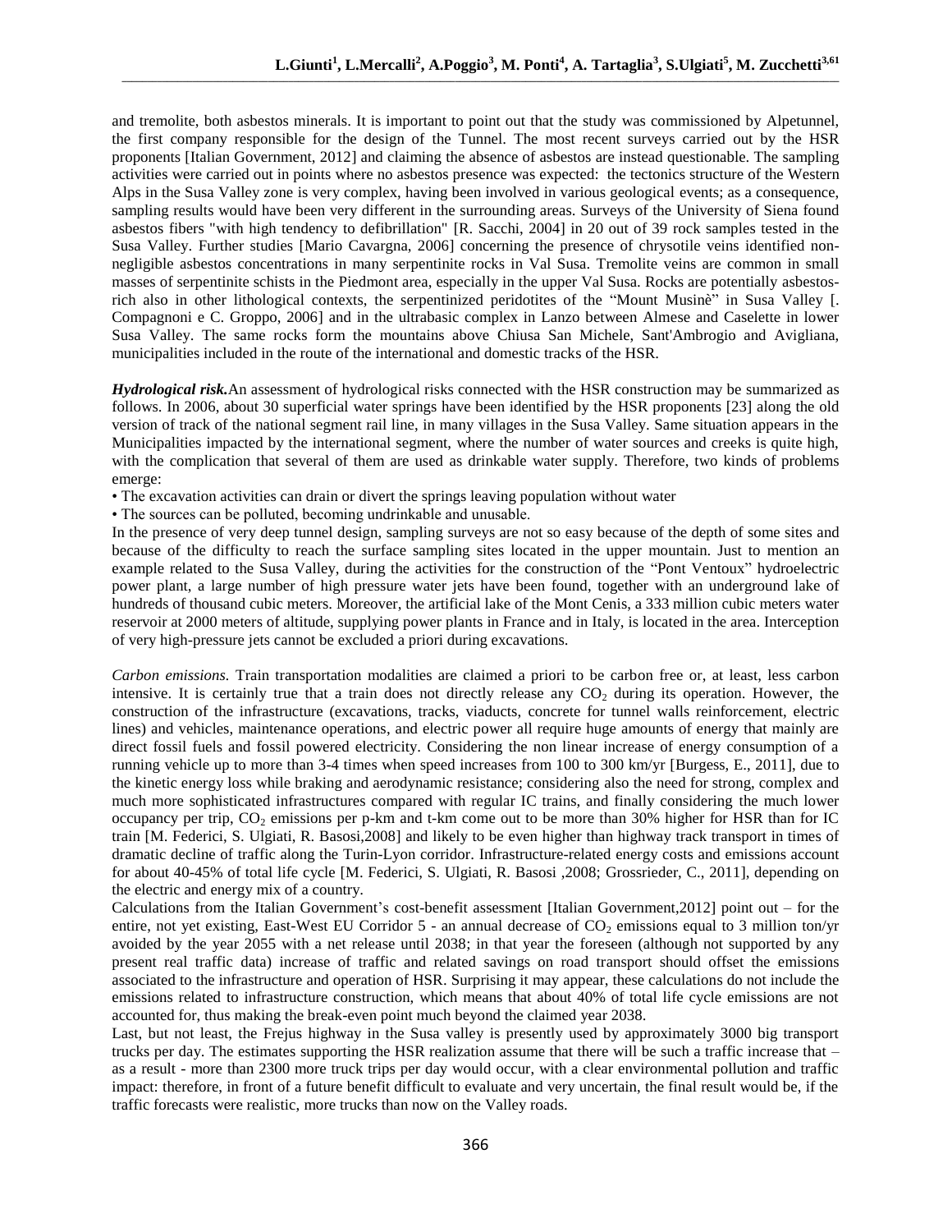and tremolite, both asbestos minerals. It is important to point out that the study was commissioned by Alpetunnel, the first company responsible for the design of the Tunnel. The most recent surveys carried out by the HSR proponents [Italian Government, 2012] and claiming the absence of asbestos are instead questionable. The sampling activities were carried out in points where no asbestos presence was expected: the tectonics structure of the Western Alps in the Susa Valley zone is very complex, having been involved in various geological events; as a consequence, sampling results would have been very different in the surrounding areas. Surveys of the University of Siena found asbestos fibers "with high tendency to defibrillation" [R. Sacchi, 2004] in 20 out of 39 rock samples tested in the Susa Valley. Further studies [Mario Cavargna, 2006] concerning the presence of chrysotile veins identified non-negligible asbestos concentrations in many serpentinite rocks in Val Susa. Tremolite veins are common in small masses of serpentinite schists in the Piedmont area, especially in the upper Val Susa. Rocks are potentially asbestos-rich also in other lithological contexts, the serpentinized peridotites of the "Mount Musinè" in Susa Valley [. Compagnoni e C. Groppo, 2006] and in the ultrabasic complex in Lanzo between Almese and Caselette in lower Susa Valley. The same rocks form the mountains above Chiusa San Michele, Sant'Ambrogio and Avigliana, municipalities included in the route of the international and domestic tracks of the HSR.

***Hydrological risk.*** An assessment of hydrological risks connected with the HSR construction may be summarized as follows. In 2006, about 30 superficial water springs have been identified by the HSR proponents [23] along the old version of track of the national segment rail line, in many villages in the Susa Valley. Same situation appears in the Municipalities impacted by the international segment, where the number of water sources and creeks is quite high, with the complication that several of them are used as drinkable water supply. Therefore, two kinds of problems emerge:

- The excavation activities can drain or divert the springs leaving population without water
- The sources can be polluted, becoming undrinkable and unusable.

In the presence of very deep tunnel design, sampling surveys are not so easy because of the depth of some sites and because of the difficulty to reach the surface sampling sites located in the upper mountain. Just to mention an example related to the Susa Valley, during the activities for the construction of the "Pont Ventoux" hydroelectric power plant, a large number of high pressure water jets have been found, together with an underground lake of hundreds of thousand cubic meters. Moreover, the artificial lake of the Mont Cenis, a 333 million cubic meters water reservoir at 2000 meters of altitude, supplying power plants in France and in Italy, is located in the area. Interception of very high-pressure jets cannot be excluded a priori during excavations.

*Carbon emissions.* Train transportation modalities are claimed a priori to be carbon free or, at least, less carbon intensive. It is certainly true that a train does not directly release any $CO_2$ during its operation. However, the construction of the infrastructure (excavations, tracks, viaducts, concrete for tunnel walls reinforcement, electric lines) and vehicles, maintenance operations, and electric power all require huge amounts of energy that mainly are direct fossil fuels and fossil powered electricity. Considering the non linear increase of energy consumption of a running vehicle up to more than 3-4 times when speed increases from 100 to 300 km/yr [Burgess, E., 2011], due to the kinetic energy loss while braking and aerodynamic resistance; considering also the need for strong, complex and much more sophisticated infrastructures compared with regular IC trains, and finally considering the much lower occupancy per trip, $CO_2$ emissions per p-km and t-km come out to be more than 30% higher for HSR than for IC train [M. Federici, S. Ulgiati, R. Basosi,2008] and likely to be even higher than highway track transport in times of dramatic decline of traffic along the Turin-Lyon corridor. Infrastructure-related energy costs and emissions account for about 40-45% of total life cycle [M. Federici, S. Ulgiati, R. Basosi ,2008; Grossrieder, C., 2011], depending on the electric and energy mix of a country.

Calculations from the Italian Government's cost-benefit assessment [Italian Government,2012] point out – for the entire, not yet existing, East-West EU Corridor 5 - an annual decrease of $CO_2$ emissions equal to 3 million ton/yr avoided by the year 2055 with a net release until 2038; in that year the foreseen (although not supported by any present real traffic data) increase of traffic and related savings on road transport should offset the emissions associated to the infrastructure and operation of HSR. Surprising it may appear, these calculations do not include the emissions related to infrastructure construction, which means that about 40% of total life cycle emissions are not accounted for, thus making the break-even point much beyond the claimed year 2038.

Last, but not least, the Frejus highway in the Susa valley is presently used by approximately 3000 big transport trucks per day. The estimates supporting the HSR realization assume that there will be such a traffic increase that – as a result - more than 2300 more truck trips per day would occur, with a clear environmental pollution and traffic impact: therefore, in front of a future benefit difficult to evaluate and very uncertain, the final result would be, if the traffic forecasts were realistic, more trucks than now on the Valley roads.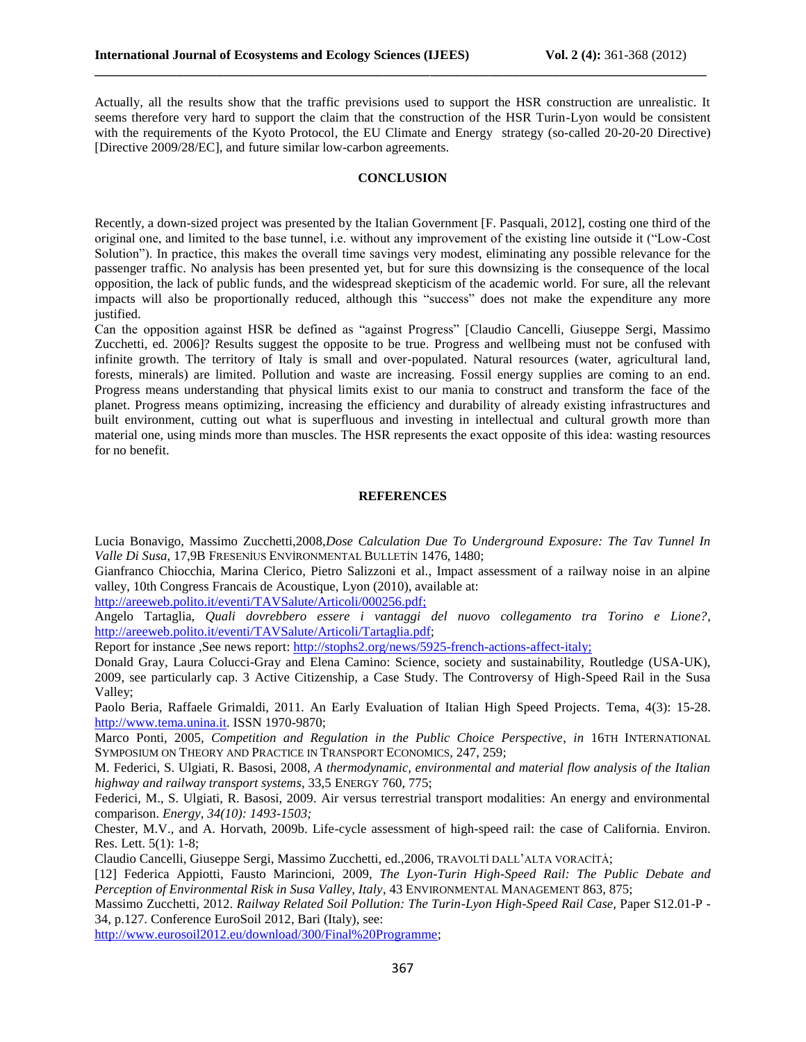Actually, all the results show that the traffic previsions used to support the HSR construction are unrealistic. It seems therefore very hard to support the claim that the construction of the HSR Turin-Lyon would be consistent with the requirements of the Kyoto Protocol, the EU Climate and Energy strategy (so-called 20-20-20 Directive) [Directive 2009/28/EC], and future similar low-carbon agreements.

## CONCLUSION

Recently, a down-sized project was presented by the Italian Government [F. Pasquali, 2012], costing one third of the original one, and limited to the base tunnel, i.e. without any improvement of the existing line outside it ("Low-Cost Solution"). In practice, this makes the overall time savings very modest, eliminating any possible relevance for the passenger traffic. No analysis has been presented yet, but for sure this downsizing is the consequence of the local opposition, the lack of public funds, and the widespread skepticism of the academic world. For sure, all the relevant impacts will also be proportionally reduced, although this "success" does not make the expenditure any more justified.

Can the opposition against HSR be defined as "against Progress" [Claudio Cancelli, Giuseppe Sergi, Massimo Zucchetti, ed. 2006]? Results suggest the opposite to be true. Progress and wellbeing must not be confused with infinite growth. The territory of Italy is small and over-populated. Natural resources (water, agricultural land, forests, minerals) are limited. Pollution and waste are increasing. Fossil energy supplies are coming to an end. Progress means understanding that physical limits exist to our mania to construct and transform the face of the planet. Progress means optimizing, increasing the efficiency and durability of already existing infrastructures and built environment, cutting out what is superfluous and investing in intellectual and cultural growth more than material one, using minds more than muscles. The HSR represents the exact opposite of this idea: wasting resources for no benefit.

## REFERENCES

Lucia Bonavigo, Massimo Zucchetti,2008,*Dose Calculation Due To Underground Exposure: The Tav Tunnel In Valle Di Susa*, 17,9B FRESENİUS ENVİRONMENTAL BULLETİN 1476, 1480;

Gianfranco Chiocchia, Marina Clerico, Pietro Salizzoni et al., Impact assessment of a railway noise in an alpine valley, 10th Congress Francais de Acoustique, Lyon (2010), available at: http://areeweb.polito.it/eventi/TAVSalute/Articoli/000256.pdf;

Angelo Tartaglia, *Quali dovrebbero essere i vantaggi del nuovo collegamento tra Torino e Lione?*, http://areeweb.polito.it/eventi/TAVSalute/Articoli/Tartaglia.pdf;

Report for instance ,See news report: http://stophs2.org/news/5925-french-actions-affect-italy;

Donald Gray, Laura Colucci-Gray and Elena Camino: Science, society and sustainability, Routledge (USA-UK), 2009, see particularly cap. 3 Active Citizenship, a Case Study. The Controversy of High-Speed Rail in the Susa Valley;

Paolo Beria, Raffaele Grimaldi, 2011. An Early Evaluation of Italian High Speed Projects. Tema, 4(3): 15-28. http://www.tema.unina.it. ISSN 1970-9870;

Marco Ponti, 2005, *Competition and Regulation in the Public Choice Perspective*, *in* 16TH INTERNATIONAL SYMPOSIUM ON THEORY AND PRACTICE IN TRANSPORT ECONOMICS, 247, 259;

M. Federici, S. Ulgiati, R. Basosi, 2008, *A thermodynamic, environmental and material flow analysis of the Italian highway and railway transport systems*, 33,5 ENERGY 760, 775;

Federici, M., S. Ulgiati, R. Basosi, 2009. Air versus terrestrial transport modalities: An energy and environmental comparison. *Energy*, *34(10): 1493-1503;*

Chester, M.V., and A. Horvath, 2009b. Life-cycle assessment of high-speed rail: the case of California. Environ. Res. Lett. 5(1): 1-8;

Claudio Cancelli, Giuseppe Sergi, Massimo Zucchetti, ed.,2006, TRAVOLTİ DALL'ALTA VORACİTÀ;

[12] Federica Appiotti, Fausto Marincioni, 2009, *The Lyon-Turin High-Speed Rail: The Public Debate and Perception of Environmental Risk in Susa Valley, Italy*, 43 ENVIRONMENTAL MANAGEMENT 863, 875;

Massimo Zucchetti, 2012. *Railway Related Soil Pollution: The Turin-Lyon High-Speed Rail Case*, Paper S12.01-P - 34, p.127. Conference EuroSoil 2012, Bari (Italy), see: http://www.eurosoil2012.eu/download/300/Final%20Programme;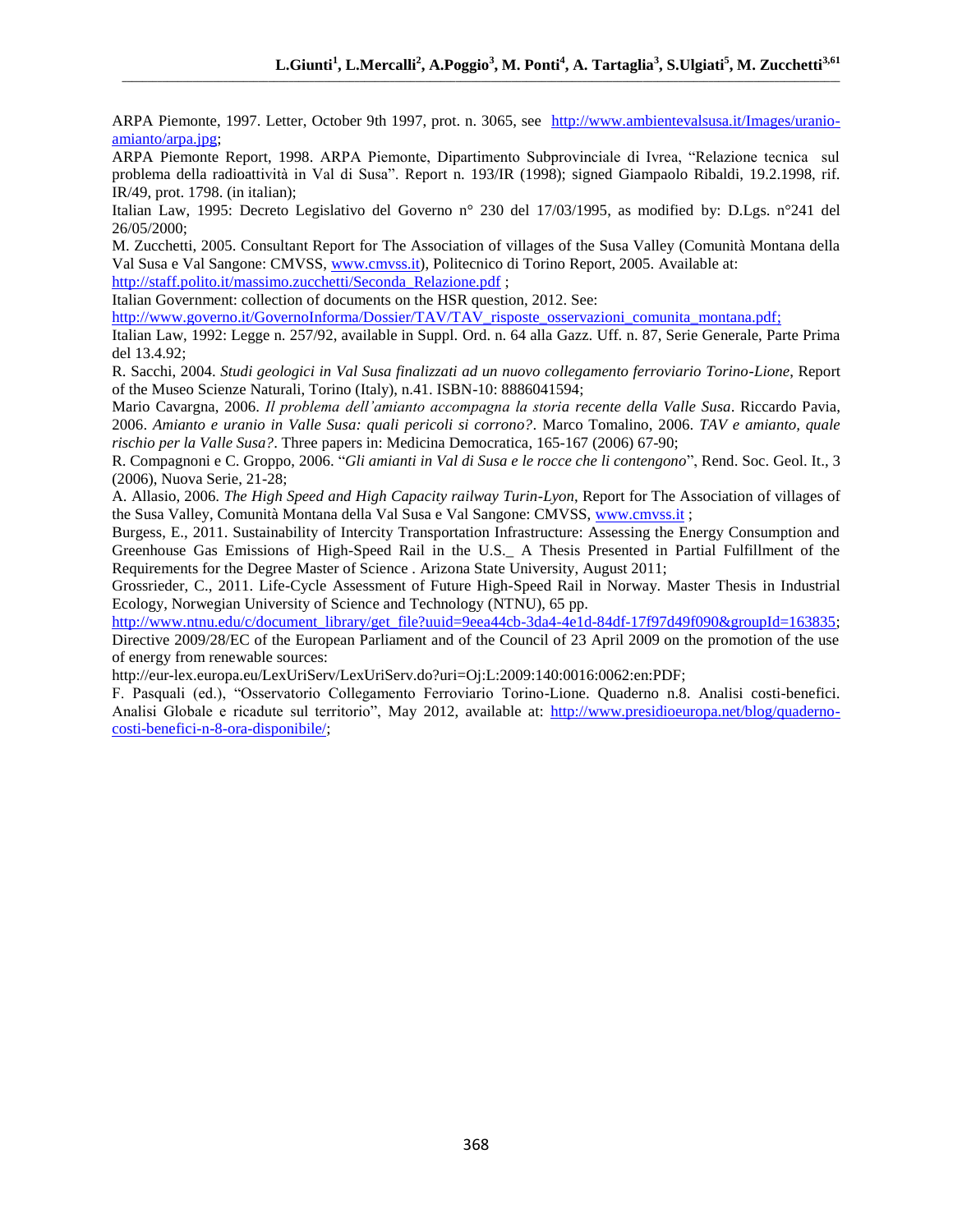ARPA Piemonte, 1997. Letter, October 9th 1997, prot. n. 3065, see http://www.ambientevalsusa.it/Images/uranio-amianto/arpa.jpg;

ARPA Piemonte Report, 1998. ARPA Piemonte, Dipartimento Subprovinciale di Ivrea, "Relazione tecnica sul problema della radioattività in Val di Susa". Report n. 193/IR (1998); signed Giampaolo Ribaldi, 19.2.1998, rif. IR/49, prot. 1798. (in italian);

Italian Law, 1995: Decreto Legislativo del Governo n° 230 del 17/03/1995, as modified by: D.Lgs. n°241 del 26/05/2000;

M. Zucchetti, 2005. Consultant Report for The Association of villages of the Susa Valley (Comunità Montana della Val Susa e Val Sangone: CMVSS, www.cmvss.it), Politecnico di Torino Report, 2005. Available at: http://staff.polito.it/massimo.zucchetti/Seconda_Relazione.pdf ;

Italian Government: collection of documents on the HSR question, 2012. See: http://www.governo.it/GovernoInforma/Dossier/TAV/TAV_risposte_osservazioni_comunita_montana.pdf;

Italian Law, 1992: Legge n. 257/92, available in Suppl. Ord. n. 64 alla Gazz. Uff. n. 87, Serie Generale, Parte Prima del 13.4.92;

R. Sacchi, 2004. *Studi geologici in Val Susa finalizzati ad un nuovo collegamento ferroviario Torino-Lione*, Report of the Museo Scienze Naturali, Torino (Italy), n.41. ISBN-10: 8886041594;

Mario Cavargna, 2006. *Il problema dell'amianto accompagna la storia recente della Valle Susa*. Riccardo Pavia, 2006. *Amianto e uranio in Valle Susa: quali pericoli si corrono?*. Marco Tomalino, 2006. *TAV e amianto, quale rischio per la Valle Susa?*. Three papers in: Medicina Democratica, 165-167 (2006) 67-90;

R. Compagnoni e C. Groppo, 2006. "*Gli amianti in Val di Susa e le rocce che li contengono*", Rend. Soc. Geol. It., 3 (2006), Nuova Serie, 21-28;

A. Allasio, 2006. *The High Speed and High Capacity railway Turin-Lyon*, Report for The Association of villages of the Susa Valley, Comunità Montana della Val Susa e Val Sangone: CMVSS, www.cmvss.it ;

Burgess, E., 2011. Sustainability of Intercity Transportation Infrastructure: Assessing the Energy Consumption and Greenhouse Gas Emissions of High-Speed Rail in the U.S._ A Thesis Presented in Partial Fulfillment of the Requirements for the Degree Master of Science . Arizona State University, August 2011;

Grossrieder, C., 2011. Life-Cycle Assessment of Future High-Speed Rail in Norway. Master Thesis in Industrial Ecology, Norwegian University of Science and Technology (NTNU), 65 pp. http://www.ntnu.edu/c/document_library/get_file?uuid=9eea44cb-3da4-4e1d-84df-17f97d49f090&groupId=163835;

Directive 2009/28/EC of the European Parliament and of the Council of 23 April 2009 on the promotion of the use of energy from renewable sources: http://eur-lex.europa.eu/LexUriServ/LexUriServ.do?uri=Oj:L:2009:140:0016:0062:en:PDF;

F. Pasquali (ed.), "Osservatorio Collegamento Ferroviario Torino-Lione. Quaderno n.8. Analisi costi-benefici. Analisi Globale e ricadute sul territorio", May 2012, available at: http://www.presidioeuropa.net/blog/quaderno-costi-benefici-n-8-ora-disponibile/;